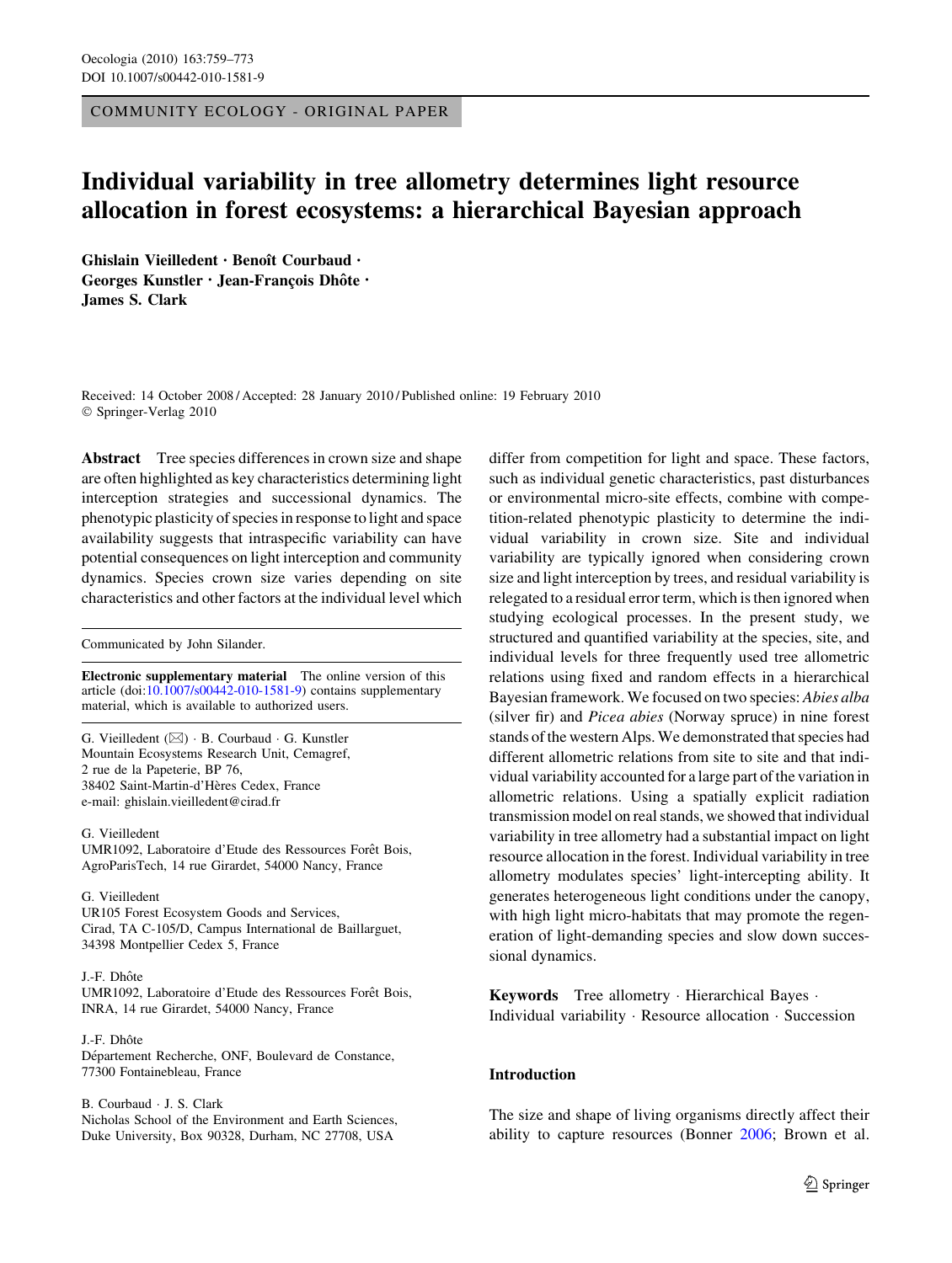COMMUNITY ECOLOGY - ORIGINAL PAPER

# Individual variability in tree allometry determines light resource allocation in forest ecosystems: a hierarchical Bayesian approach

**Ghislain Vieilledent · Benoît Courbaud · Georges Kunstler · Jean-François Dhôte · James S. Clark**

Received: 14 October 2008 / Accepted: 28 January 2010 / Published online: 19 February 2010
© Springer-Verlag 2010

**Abstract** Tree species differences in crown size and shape are often highlighted as key characteristics determining light interception strategies and successional dynamics. The phenotypic plasticity of species in response to light and space availability suggests that intraspecific variability can have potential consequences on light interception and community dynamics. Species crown size varies depending on site characteristics and other factors at the individual level which differ from competition for light and space. These factors, such as individual genetic characteristics, past disturbances or environmental micro-site effects, combine with competition-related phenotypic plasticity to determine the individual variability in crown size. Site and individual variability are typically ignored when considering crown size and light interception by trees, and residual variability is relegated to a residual error term, which is then ignored when studying ecological processes. In the present study, we structured and quantified variability at the species, site, and individual levels for three frequently used tree allometric relations using fixed and random effects in a hierarchical Bayesian framework. We focused on two species: *Abies alba* (silver fir) and *Picea abies* (Norway spruce) in nine forest stands of the western Alps. We demonstrated that species had different allometric relations from site to site and that individual variability accounted for a large part of the variation in allometric relations. Using a spatially explicit radiation transmission model on real stands, we showed that individual variability in tree allometry had a substantial impact on light resource allocation in the forest. Individual variability in tree allometry modulates species' light-intercepting ability. It generates heterogeneous light conditions under the canopy, with high light micro-habitats that may promote the regeneration of light-demanding species and slow down successional dynamics.

**Keywords** Tree allometry · Hierarchical Bayes · Individual variability · Resource allocation · Succession

Communicated by John Silander.

**Electronic supplementary material** The online version of this article (doi:10.1007/s00442-010-1581-9) contains supplementary material, which is available to authorized users.

G. Vieilledent (✉) · B. Courbaud · G. Kunstler
Mountain Ecosystems Research Unit, Cemagref, 2 rue de la Papeterie, BP 76, 38402 Saint-Martin-d'Hères Cedex, France
e-mail: ghislain.vieilledent@cirad.fr

G. Vieilledent
UMR1092, Laboratoire d'Etude des Ressources Forêt Bois, AgroParisTech, 14 rue Girardet, 54000 Nancy, France

G. Vieilledent
UR105 Forest Ecosystem Goods and Services, Cirad, TA C-105/D, Campus International de Baillarguet, 34398 Montpellier Cedex 5, France

J.-F. Dhôte
UMR1092, Laboratoire d'Etude des Ressources Forêt Bois, INRA, 14 rue Girardet, 54000 Nancy, France

J.-F. Dhôte
Département Recherche, ONF, Boulevard de Constance, 77300 Fontainebleau, France

B. Courbaud · J. S. Clark
Nicholas School of the Environment and Earth Sciences, Duke University, Box 90328, Durham, NC 27708, USA

## Introduction

The size and shape of living organisms directly affect their ability to capture resources (Bonner 2006; Brown et al.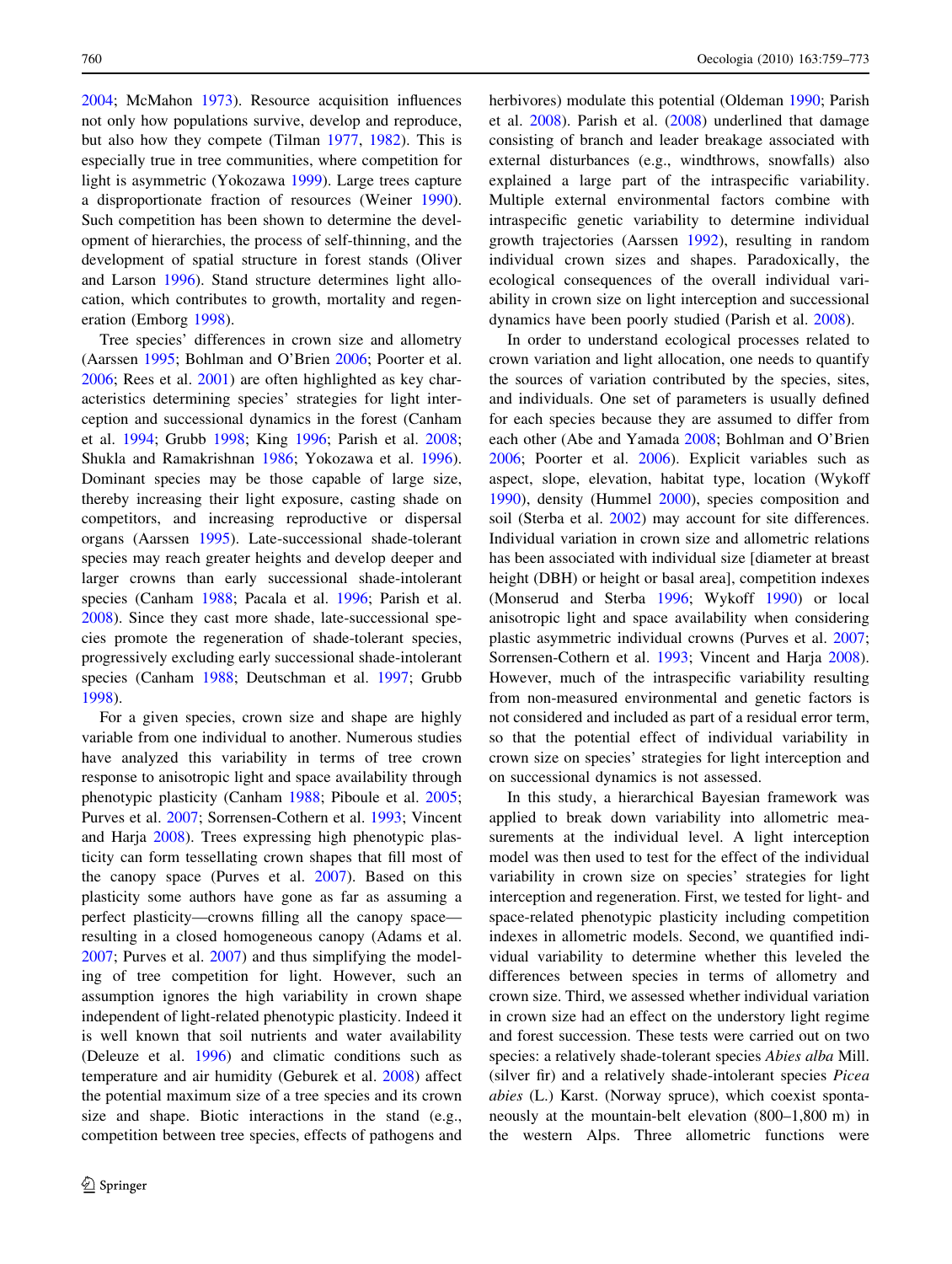2004; McMahon 1973). Resource acquisition influences not only how populations survive, develop and reproduce, but also how they compete (Tilman 1977, 1982). This is especially true in tree communities, where competition for light is asymmetric (Yokozawa 1999). Large trees capture a disproportionate fraction of resources (Weiner 1990). Such competition has been shown to determine the development of hierarchies, the process of self-thinning, and the development of spatial structure in forest stands (Oliver and Larson 1996). Stand structure determines light allocation, which contributes to growth, mortality and regeneration (Emborg 1998).

Tree species' differences in crown size and allometry (Aarssen 1995; Bohlman and O'Brien 2006; Poorter et al. 2006; Rees et al. 2001) are often highlighted as key characteristics determining species' strategies for light interception and successional dynamics in the forest (Canham et al. 1994; Grubb 1998; King 1996; Parish et al. 2008; Shukla and Ramakrishnan 1986; Yokozawa et al. 1996). Dominant species may be those capable of large size, thereby increasing their light exposure, casting shade on competitors, and increasing reproductive or dispersal organs (Aarssen 1995). Late-successional shade-tolerant species may reach greater heights and develop deeper and larger crowns than early successional shade-intolerant species (Canham 1988; Pacala et al. 1996; Parish et al. 2008). Since they cast more shade, late-successional species promote the regeneration of shade-tolerant species, progressively excluding early successional shade-intolerant species (Canham 1988; Deutschman et al. 1997; Grubb 1998).

For a given species, crown size and shape are highly variable from one individual to another. Numerous studies have analyzed this variability in terms of tree crown response to anisotropic light and space availability through phenotypic plasticity (Canham 1988; Piboule et al. 2005; Purves et al. 2007; Sorrensen-Cothern et al. 1993; Vincent and Harja 2008). Trees expressing high phenotypic plasticity can form tessellating crown shapes that fill most of the canopy space (Purves et al. 2007). Based on this plasticity some authors have gone as far as assuming a perfect plasticity—crowns filling all the canopy space—resulting in a closed homogeneous canopy (Adams et al. 2007; Purves et al. 2007) and thus simplifying the modeling of tree competition for light. However, such an assumption ignores the high variability in crown shape independent of light-related phenotypic plasticity. Indeed it is well known that soil nutrients and water availability (Deleuze et al. 1996) and climatic conditions such as temperature and air humidity (Geburek et al. 2008) affect the potential maximum size of a tree species and its crown size and shape. Biotic interactions in the stand (e.g., competition between tree species, effects of pathogens and herbivores) modulate this potential (Oldeman 1990; Parish et al. 2008). Parish et al. (2008) underlined that damage consisting of branch and leader breakage associated with external disturbances (e.g., windthrows, snowfalls) also explained a large part of the intraspecific variability. Multiple external environmental factors combine with intraspecific genetic variability to determine individual growth trajectories (Aarssen 1992), resulting in random individual crown sizes and shapes. Paradoxically, the ecological consequences of the overall individual variability in crown size on light interception and successional dynamics have been poorly studied (Parish et al. 2008).

In order to understand ecological processes related to crown variation and light allocation, one needs to quantify the sources of variation contributed by the species, sites, and individuals. One set of parameters is usually defined for each species because they are assumed to differ from each other (Abe and Yamada 2008; Bohlman and O'Brien 2006; Poorter et al. 2006). Explicit variables such as aspect, slope, elevation, habitat type, location (Wykoff 1990), density (Hummel 2000), species composition and soil (Sterba et al. 2002) may account for site differences. Individual variation in crown size and allometric relations has been associated with individual size [diameter at breast height (DBH) or height or basal area], competition indexes (Monserud and Sterba 1996; Wykoff 1990) or local anisotropic light and space availability when considering plastic asymmetric individual crowns (Purves et al. 2007; Sorrensen-Cothern et al. 1993; Vincent and Harja 2008). However, much of the intraspecific variability resulting from non-measured environmental and genetic factors is not considered and included as part of a residual error term, so that the potential effect of individual variability in crown size on species' strategies for light interception and on successional dynamics is not assessed.

In this study, a hierarchical Bayesian framework was applied to break down variability into allometric measurements at the individual level. A light interception model was then used to test for the effect of the individual variability in crown size on species' strategies for light interception and regeneration. First, we tested for light- and space-related phenotypic plasticity including competition indexes in allometric models. Second, we quantified individual variability to determine whether this leveled the differences between species in terms of allometry and crown size. Third, we assessed whether individual variation in crown size had an effect on the understory light regime and forest succession. These tests were carried out on two species: a relatively shade-tolerant species *Abies alba* Mill. (silver fir) and a relatively shade-intolerant species *Picea abies* (L.) Karst. (Norway spruce), which coexist spontaneously at the mountain-belt elevation (800–1,800 m) in the western Alps. Three allometric functions were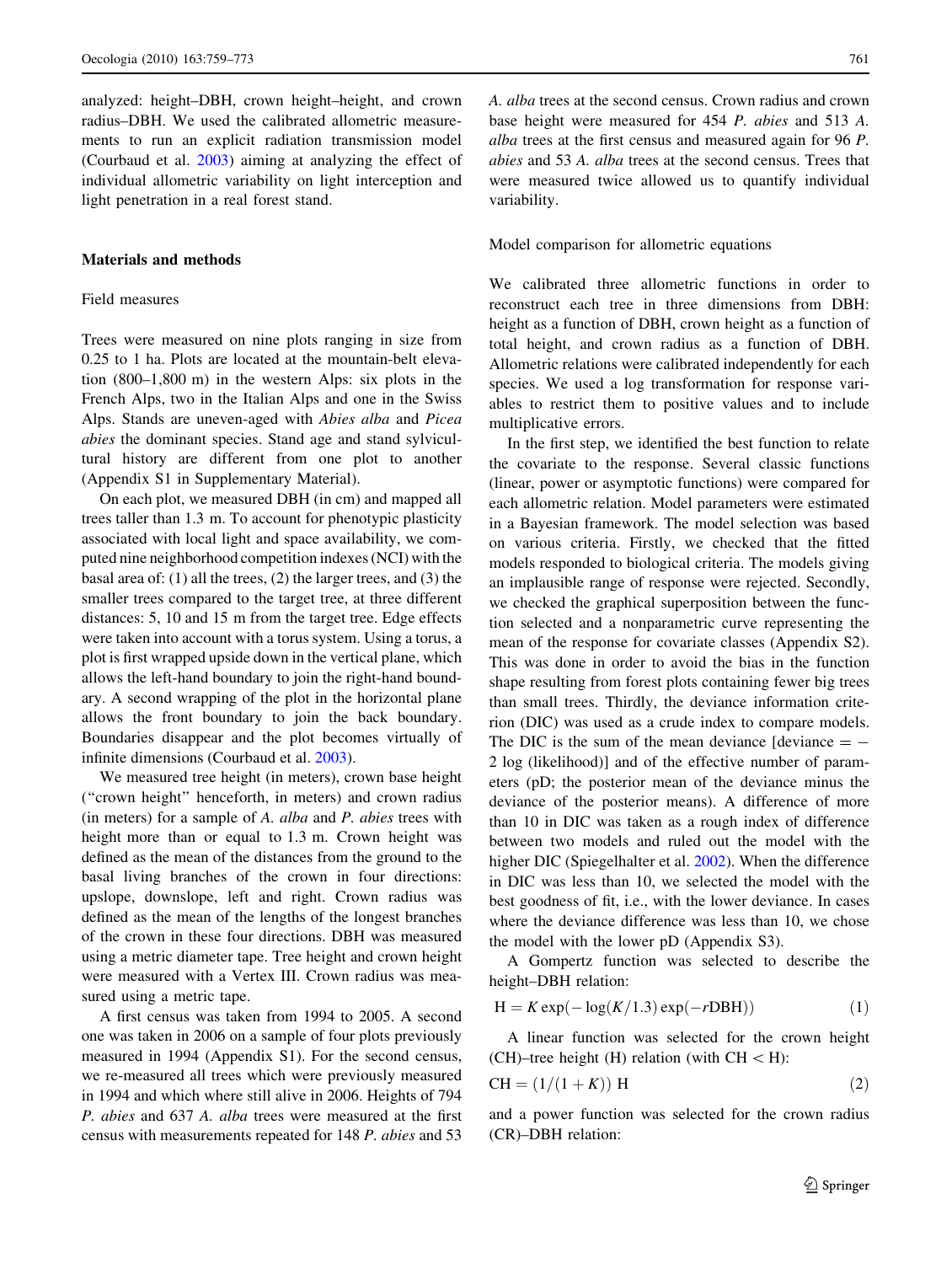analyzed: height–DBH, crown height–height, and crown radius–DBH. We used the calibrated allometric measurements to run an explicit radiation transmission model (Courbaud et al. 2003) aiming at analyzing the effect of individual allometric variability on light interception and light penetration in a real forest stand.

## Materials and methods

### Field measures

Trees were measured on nine plots ranging in size from 0.25 to 1 ha. Plots are located at the mountain-belt elevation (800–1,800 m) in the western Alps: six plots in the French Alps, two in the Italian Alps and one in the Swiss Alps. Stands are uneven-aged with *Abies alba* and *Picea abies* the dominant species. Stand age and stand sylvicultural history are different from one plot to another (Appendix S1 in Supplementary Material).

On each plot, we measured DBH (in cm) and mapped all trees taller than 1.3 m. To account for phenotypic plasticity associated with local light and space availability, we computed nine neighborhood competition indexes (NCI) with the basal area of: (1) all the trees, (2) the larger trees, and (3) the smaller trees compared to the target tree, at three different distances: 5, 10 and 15 m from the target tree. Edge effects were taken into account with a torus system. Using a torus, a plot is first wrapped upside down in the vertical plane, which allows the left-hand boundary to join the right-hand boundary. A second wrapping of the plot in the horizontal plane allows the front boundary to join the back boundary. Boundaries disappear and the plot becomes virtually of infinite dimensions (Courbaud et al. 2003).

We measured tree height (in meters), crown base height ("crown height" henceforth, in meters) and crown radius (in meters) for a sample of *A. alba* and *P. abies* trees with height more than or equal to 1.3 m. Crown height was defined as the mean of the distances from the ground to the basal living branches of the crown in four directions: upslope, downslope, left and right. Crown radius was defined as the mean of the lengths of the longest branches of the crown in these four directions. DBH was measured using a metric diameter tape. Tree height and crown height were measured with a Vertex III. Crown radius was measured using a metric tape.

A first census was taken from 1994 to 2005. A second one was taken in 2006 on a sample of four plots previously measured in 1994 (Appendix S1). For the second census, we re-measured all trees which were previously measured in 1994 and which where still alive in 2006. Heights of 794 *P. abies* and 637 *A. alba* trees were measured at the first census with measurements repeated for 148 *P. abies* and 53 *A. alba* trees at the second census. Crown radius and crown base height were measured for 454 *P. abies* and 513 *A. alba* trees at the first census and measured again for 96 *P. abies* and 53 *A. alba* trees at the second census. Trees that were measured twice allowed us to quantify individual variability.

### Model comparison for allometric equations

We calibrated three allometric functions in order to reconstruct each tree in three dimensions from DBH: height as a function of DBH, crown height as a function of total height, and crown radius as a function of DBH. Allometric relations were calibrated independently for each species. We used a log transformation for response variables to restrict them to positive values and to include multiplicative errors.

In the first step, we identified the best function to relate the covariate to the response. Several classic functions (linear, power or asymptotic functions) were compared for each allometric relation. Model parameters were estimated in a Bayesian framework. The model selection was based on various criteria. Firstly, we checked that the fitted models responded to biological criteria. The models giving an implausible range of response were rejected. Secondly, we checked the graphical superposition between the function selected and a nonparametric curve representing the mean of the response for covariate classes (Appendix S2). This was done in order to avoid the bias in the function shape resulting from forest plots containing fewer big trees than small trees. Thirdly, the deviance information criterion (DIC) was used as a crude index to compare models. The DIC is the sum of the mean deviance [deviance = − 2 log (likelihood)] and of the effective number of parameters (pD; the posterior mean of the deviance minus the deviance of the posterior means). A difference of more than 10 in DIC was taken as a rough index of difference between two models and ruled out the model with the higher DIC (Spiegelhalter et al. 2002). When the difference in DIC was less than 10, we selected the model with the best goodness of fit, i.e., with the lower deviance. In cases where the deviance difference was less than 10, we chose the model with the lower pD (Appendix S3).

A Gompertz function was selected to describe the height–DBH relation:

$$\mathrm{H} = K \exp(-\log(K/1.3)\exp(-r\mathrm{DBH})) \tag{1}$$

A linear function was selected for the crown height (CH)–tree height (H) relation (with CH < H):

$$\mathrm{CH} = (1/(1+K))\ \mathrm{H} \tag{2}$$

and a power function was selected for the crown radius (CR)–DBH relation: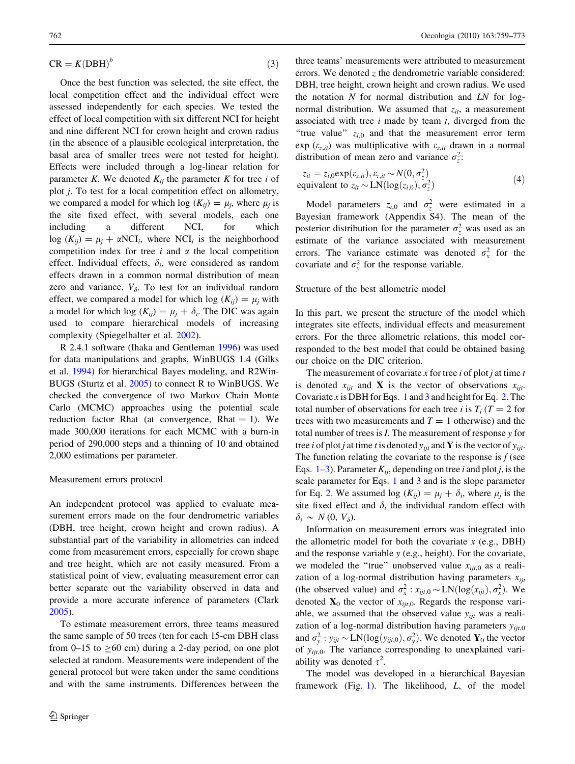$$\mathrm{CR} = K(\mathrm{DBH})^{b} \tag{3}$$

Once the best function was selected, the site effect, the local competition effect and the individual effect were assessed independently for each species. We tested the effect of local competition with six different NCI for height and nine different NCI for crown height and crown radius (in the absence of a plausible ecological interpretation, the basal area of smaller trees were not tested for height). Effects were included through a log-linear relation for parameter $K$. We denoted $K_{ij}$ the parameter $K$ for tree $i$ of plot $j$. To test for a local competition effect on allometry, we compared a model for which $\log(K_{ij}) = \mu_j$, where $\mu_j$ is the site fixed effect, with several models, each one including a different NCI, for which $\log(K_{ij}) = \mu_j + \alpha \mathrm{NCI}_i$, where $\mathrm{NCI}_i$ is the neighborhood competition index for tree $i$ and $\alpha$ the local competition effect. Individual effects, $\delta_i$, were considered as random effects drawn in a common normal distribution of mean zero and variance, $V_\delta$. To test for an individual random effect, we compared a model for which $\log(K_{ij}) = \mu_j$ with a model for which $\log(K_{ij}) = \mu_j + \delta_i$. The DIC was again used to compare hierarchical models of increasing complexity (Spiegelhalter et al. 2002).

R 2.4.1 software (Ihaka and Gentleman 1996) was used for data manipulations and graphs, WinBUGS 1.4 (Gilks et al. 1994) for hierarchical Bayes modeling, and R2WinBUGS (Sturtz et al. 2005) to connect R to WinBUGS. We checked the convergence of two Markov Chain Monte Carlo (MCMC) approaches using the potential scale reduction factor Rhat (at convergence, Rhat = 1). We made 300,000 iterations for each MCMC with a burn-in period of 290,000 steps and a thinning of 10 and obtained 2,000 estimations per parameter.

### Measurement errors protocol

An independent protocol was applied to evaluate measurement errors made on the four dendrometric variables (DBH, tree height, crown height and crown radius). A substantial part of the variability in allometries can indeed come from measurement errors, especially for crown shape and tree height, which are not easily measured. From a statistical point of view, evaluating measurement error can better separate out the variability observed in data and provide a more accurate inference of parameters (Clark 2005).

To estimate measurement errors, three teams measured the same sample of 50 trees (ten for each 15-cm DBH class from 0–15 to ≥60 cm) during a 2-day period, on one plot selected at random. Measurements were independent of the general protocol but were taken under the same conditions and with the same instruments. Differences between the three teams' measurements were attributed to measurement errors. We denoted $z$ the dendrometric variable considered: DBH, tree height, crown height and crown radius. We used the notation $N$ for normal distribution and $LN$ for log-normal distribution. We assumed that $z_{it}$, a measurement associated with tree $i$ made by team $t$, diverged from the "true value" $z_{i,0}$ and that the measurement error term $\exp(\varepsilon_{z,it})$ was multiplicative with $\varepsilon_{z,it}$ drawn in a normal distribution of mean zero and variance $\sigma_z^2$:

$$\begin{aligned} &z_{it} = z_{i,0}\exp(\varepsilon_{z,it}), \varepsilon_{z,it} \sim N(0, \sigma_z^2) \\ &\text{equivalent to } z_{it} \sim \mathrm{LN}(\log(z_{i,0}), \sigma_z^2) \end{aligned} \tag{4}$$

Model parameters $z_{i,0}$ and $\sigma_z^2$ were estimated in a Bayesian framework (Appendix S4). The mean of the posterior distribution for the parameter $\sigma_z^2$ was used as an estimate of the variance associated with measurement errors. The variance estimate was denoted $\sigma_x^2$ for the covariate and $\sigma_y^2$ for the response variable.

### Structure of the best allometric model

In this part, we present the structure of the model which integrates site effects, individual effects and measurement errors. For the three allometric relations, this model corresponded to the best model that could be obtained basing our choice on the DIC criterion.

The measurement of covariate $x$ for tree $i$ of plot $j$ at time $t$ is denoted $x_{ijt}$ and $\mathbf{X}$ is the vector of observations $x_{ijt}$. Covariate $x$ is DBH for Eqs. 1 and 3 and height for Eq. 2. The total number of observations for each tree $i$ is $T_i$ ($T = 2$ for trees with two measurements and $T = 1$ otherwise) and the total number of trees is $I$. The measurement of response $y$ for tree $i$ of plot $j$ at time $t$ is denoted $y_{ijt}$ and $\mathbf{Y}$ is the vector of $y_{ijt}$. The function relating the covariate to the response is $f$ (see Eqs. 1–3). Parameter $K_{ij}$, depending on tree $i$ and plot $j$, is the scale parameter for Eqs. 1 and 3 and is the slope parameter for Eq. 2. We assumed $\log(K_{ij}) = \mu_j + \delta_i$, where $\mu_j$ is the site fixed effect and $\delta_i$ the individual random effect with $\delta_i \sim N(0, V_\delta)$.

Information on measurement errors was integrated into the allometric model for both the covariate $x$ (e.g., DBH) and the response variable $y$ (e.g., height). For the covariate, we modeled the "true" unobserved value $x_{ijt,0}$ as a realization of a log-normal distribution having parameters $x_{ijt}$ (the observed value) and $\sigma_x^2 : x_{ijt,0} \sim \mathrm{LN}(\log(x_{ijt}), \sigma_x^2)$. We denoted $\mathbf{X}_0$ the vector of $x_{ijt,0}$. Regards the response variable, we assumed that the observed value $y_{ijt}$ was a realization of a log-normal distribution having parameters $y_{ijt,0}$ and $\sigma_y^2 : y_{ijt} \sim \mathrm{LN}(\log(y_{ijt,0}), \sigma_y^2)$. We denoted $\mathbf{Y}_0$ the vector of $y_{ijt,0}$. The variance corresponding to unexplained variability was denoted $\tau^2$.

The model was developed in a hierarchical Bayesian framework (Fig. 1). The likelihood, $L$, of the model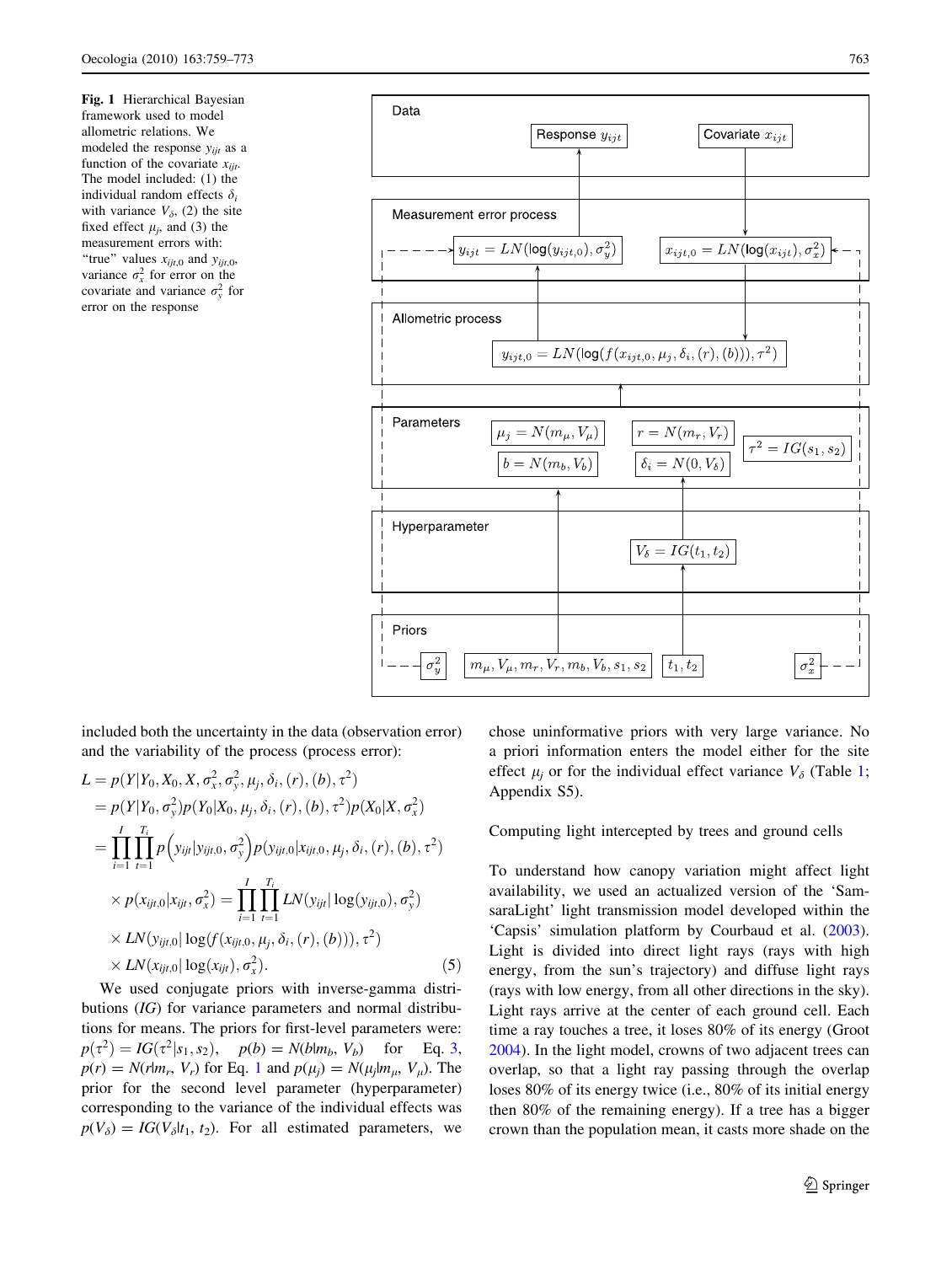**Fig. 1** Hierarchical Bayesian framework used to model allometric relations. We modeled the response $y_{ijt}$ as a function of the covariate $x_{ijt}$. The model included: (1) the individual random effects $\delta_i$ with variance $V_\delta$, (2) the site fixed effect $\mu_j$, and (3) the measurement errors with: "true" values $x_{ijt,0}$ and $y_{ijt,0}$, variance $\sigma_x^2$ for error on the covariate and variance $\sigma_y^2$ for error on the response

Data: Response $y_{ijt}$; Covariate $x_{ijt}$

Measurement error process: $y_{ijt} = LN(\log(y_{ijt,0}), \sigma_y^2)$; $x_{ijt,0} = LN(\log(x_{ijt}), \sigma_x^2)$

Allometric process: $y_{ijt,0} = LN(\log(f(x_{ijt,0}, \mu_j, \delta_i, (r), (b))), \tau^2)$

Parameters: $\mu_j = N(m_\mu, V_\mu)$; $r = N(m_r, V_r)$; $\tau^2 = IG(s_1, s_2)$; $b = N(m_b, V_b)$; $\delta_i = N(0, V_\delta)$

Hyperparameter: $V_\delta = IG(t_1, t_2)$

Priors: $\sigma_y^2$; $m_\mu, V_\mu, m_r, V_r, m_b, V_b, s_1, s_2$; $t_1, t_2$; $\sigma_x^2$

included both the uncertainty in the data (observation error) and the variability of the process (process error):

$$
\begin{aligned}
L &= p(Y|Y_0, X_0, X, \sigma_x^2, \sigma_y^2, \mu_j, \delta_i, (r), (b), \tau^2) \\
&= p(Y|Y_0, \sigma_y^2)p(Y_0|X_0, \mu_j, \delta_i, (r), (b), \tau^2)p(X_0|X, \sigma_x^2) \\
&= \prod_{i=1}^{I}\prod_{t=1}^{T_i} p\left(y_{ijt}|y_{ijt,0}, \sigma_y^2\right)p(y_{ijt,0}|x_{ijt,0}, \mu_j, \delta_i, (r), (b), \tau^2) \\
&\quad \times p(x_{ijt,0}|x_{ijt}, \sigma_x^2) = \prod_{i=1}^{I}\prod_{t=1}^{T_i} LN(y_{ijt}|\log(y_{ijt,0}), \sigma_y^2) \\
&\quad \times LN(y_{ijt,0}|\log(f(x_{ijt,0}, \mu_j, \delta_i, (r), (b))), \tau^2) \\
&\quad \times LN(x_{ijt,0}|\log(x_{ijt}), \sigma_x^2).
\end{aligned} \tag{5}
$$

We used conjugate priors with inverse-gamma distributions (*IG*) for variance parameters and normal distributions for means. The priors for first-level parameters were: $p(\tau^2) = IG(\tau^2|s_1, s_2)$, $p(b) = N(b|m_b, V_b)$ for Eq. 3, $p(r) = N(r|m_r, V_r)$ for Eq. 1 and $p(\mu_j) = N(\mu_j|m_\mu, V_\mu)$. The prior for the second level parameter (hyperparameter) corresponding to the variance of the individual effects was $p(V_\delta) = IG(V_\delta|t_1, t_2)$. For all estimated parameters, we chose uninformative priors with very large variance. No a priori information enters the model either for the site effect $\mu_j$ or for the individual effect variance $V_\delta$ (Table 1; Appendix S5).

## Computing light intercepted by trees and ground cells

To understand how canopy variation might affect light availability, we used an actualized version of the 'SamsaraLight' light transmission model developed within the 'Capsis' simulation platform by Courbaud et al. (2003). Light is divided into direct light rays (rays with high energy, from the sun's trajectory) and diffuse light rays (rays with low energy, from all other directions in the sky). Light rays arrive at the center of each ground cell. Each time a ray touches a tree, it loses 80% of its energy (Groot 2004). In the light model, crowns of two adjacent trees can overlap, so that a light ray passing through the overlap loses 80% of its energy twice (i.e., 80% of its initial energy then 80% of the remaining energy). If a tree has a bigger crown than the population mean, it casts more shade on the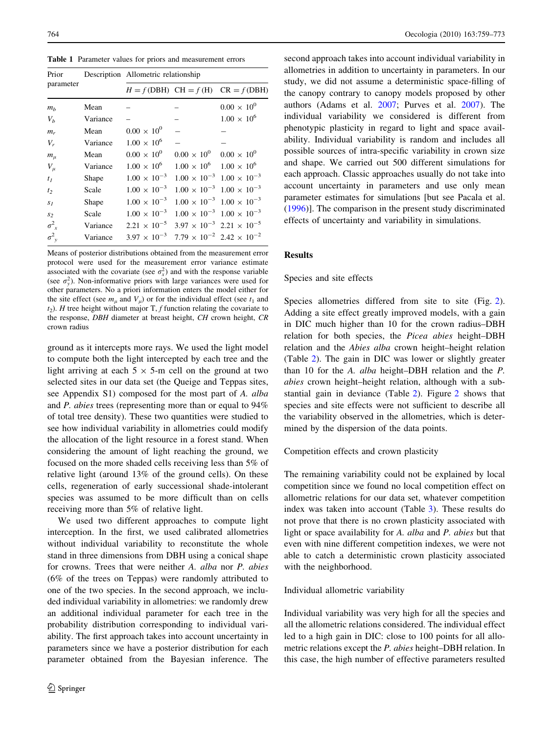**Table 1** Parameter values for priors and measurement errors

| Prior parameter | Description | Allometric relationship | | |
|---|---|---|---|---|
| | | $H = f(\text{DBH})$ | $\text{CH} = f(\text{H})$ | $\text{CR} = f(\text{DBH})$ |
| $m_b$ | Mean | – | – | $0.00 \times 10^0$ |
| $V_b$ | Variance | – | – | $1.00 \times 10^6$ |
| $m_r$ | Mean | $0.00 \times 10^0$ | – | – |
| $V_r$ | Variance | $1.00 \times 10^6$ | – | – |
| $m_\mu$ | Mean | $0.00 \times 10^0$ | $0.00 \times 10^0$ | $0.00 \times 10^0$ |
| $V_\mu$ | Variance | $1.00 \times 10^6$ | $1.00 \times 10^6$ | $1.00 \times 10^6$ |
| $t_1$ | Shape | $1.00 \times 10^{-3}$ | $1.00 \times 10^{-3}$ | $1.00 \times 10^{-3}$ |
| $t_2$ | Scale | $1.00 \times 10^{-3}$ | $1.00 \times 10^{-3}$ | $1.00 \times 10^{-3}$ |
| $s_1$ | Shape | $1.00 \times 10^{-3}$ | $1.00 \times 10^{-3}$ | $1.00 \times 10^{-3}$ |
| $s_2$ | Scale | $1.00 \times 10^{-3}$ | $1.00 \times 10^{-3}$ | $1.00 \times 10^{-3}$ |
| $\sigma^2_x$ | Variance | $2.21 \times 10^{-5}$ | $3.97 \times 10^{-3}$ | $2.21 \times 10^{-5}$ |
| $\sigma^2_y$ | Variance | $3.97 \times 10^{-3}$ | $7.79 \times 10^{-2}$ | $2.42 \times 10^{-2}$ |

Means of posterior distributions obtained from the measurement error protocol were used for the measurement error variance estimate associated with the covariate (see $\sigma^2_x$) and with the response variable (see $\sigma^2_y$). Non-informative priors with large variances were used for other parameters. No a priori information enters the model either for the site effect (see $m_\mu$ and $V_\mu$) or for the individual effect (see $t_1$ and $t_2$). *H* tree height without major T, *f* function relating the covariate to the response, *DBH* diameter at breast height, *CH* crown height, *CR* crown radius

ground as it intercepts more rays. We used the light model to compute both the light intercepted by each tree and the light arriving at each 5 × 5-m cell on the ground at two selected sites in our data set (the Queige and Teppas sites, see Appendix S1) composed for the most part of *A. alba* and *P. abies* trees (representing more than or equal to 94% of total tree density). These two quantities were studied to see how individual variability in allometries could modify the allocation of the light resource in a forest stand. When considering the amount of light reaching the ground, we focused on the more shaded cells receiving less than 5% of relative light (around 13% of the ground cells). On these cells, regeneration of early successional shade-intolerant species was assumed to be more difficult than on cells receiving more than 5% of relative light.

We used two different approaches to compute light interception. In the first, we used calibrated allometries without individual variability to reconstitute the whole stand in three dimensions from DBH using a conical shape for crowns. Trees that were neither *A. alba* nor *P. abies* (6% of the trees on Teppas) were randomly attributed to one of the two species. In the second approach, we included individual variability in allometries: we randomly drew an additional individual parameter for each tree in the probability distribution corresponding to individual variability. The first approach takes into account uncertainty in parameters since we have a posterior distribution for each parameter obtained from the Bayesian inference. The second approach takes into account individual variability in allometries in addition to uncertainty in parameters. In our study, we did not assume a deterministic space-filling of the canopy contrary to canopy models proposed by other authors (Adams et al. 2007; Purves et al. 2007). The individual variability we considered is different from phenotypic plasticity in regard to light and space availability. Individual variability is random and includes all possible sources of intra-specific variability in crown size and shape. We carried out 500 different simulations for each approach. Classic approaches usually do not take into account uncertainty in parameters and use only mean parameter estimates for simulations [but see Pacala et al. (1996)]. The comparison in the present study discriminated effects of uncertainty and variability in simulations.

## Results

### Species and site effects

Species allometries differed from site to site (Fig. 2). Adding a site effect greatly improved models, with a gain in DIC much higher than 10 for the crown radius–DBH relation for both species, the *Picea abies* height–DBH relation and the *Abies alba* crown height–height relation (Table 2). The gain in DIC was lower or slightly greater than 10 for the *A. alba* height–DBH relation and the *P. abies* crown height–height relation, although with a substantial gain in deviance (Table 2). Figure 2 shows that species and site effects were not sufficient to describe all the variability observed in the allometries, which is determined by the dispersion of the data points.

### Competition effects and crown plasticity

The remaining variability could not be explained by local competition since we found no local competition effect on allometric relations for our data set, whatever competition index was taken into account (Table 3). These results do not prove that there is no crown plasticity associated with light or space availability for *A. alba* and *P. abies* but that even with nine different competition indexes, we were not able to catch a deterministic crown plasticity associated with the neighborhood.

### Individual allometric variability

Individual variability was very high for all the species and all the allometric relations considered. The individual effect led to a high gain in DIC: close to 100 points for all allometric relations except the *P. abies* height–DBH relation. In this case, the high number of effective parameters resulted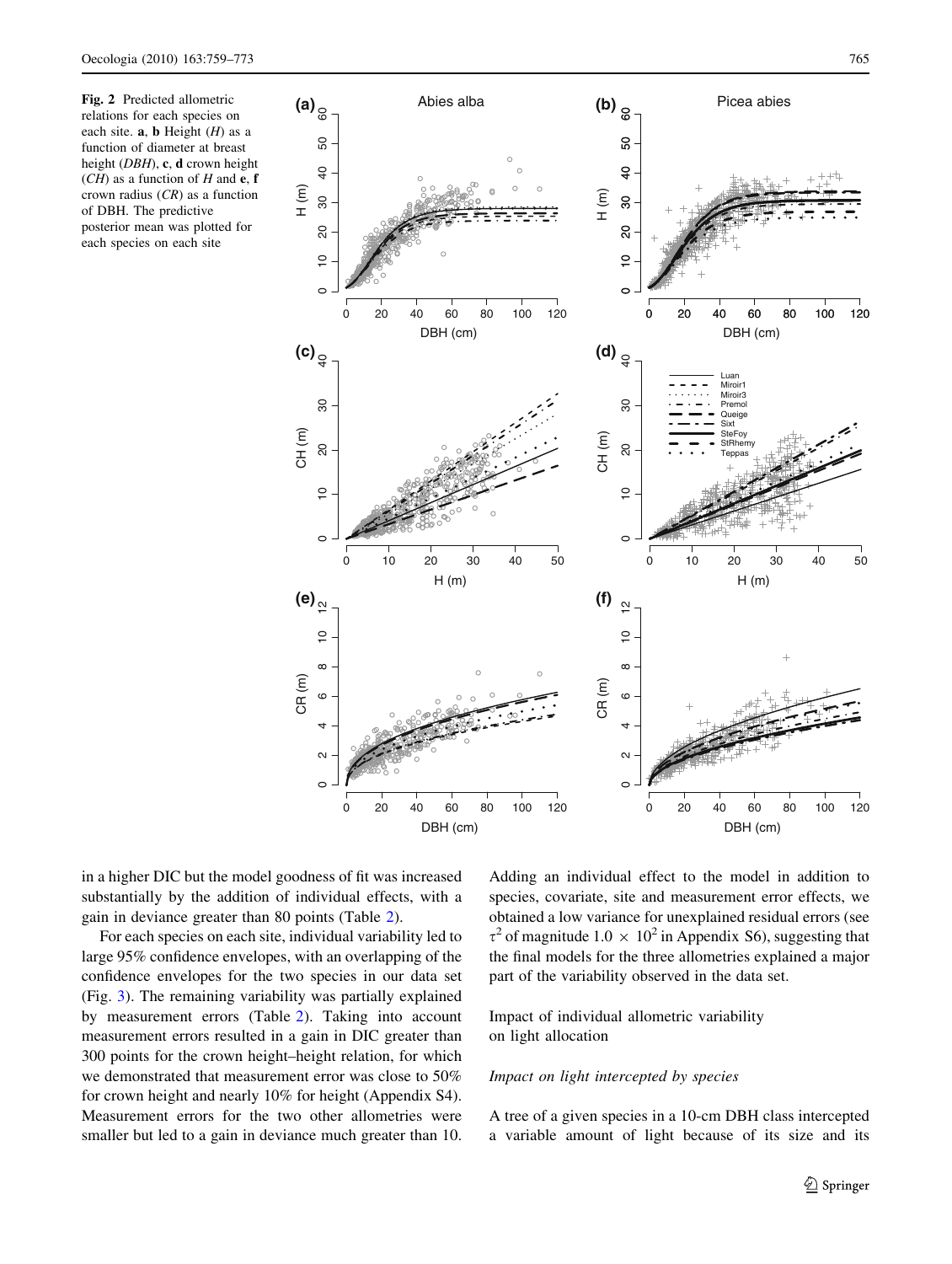**Fig. 2** Predicted allometric relations for each species on each site. **a**, **b** Height (*H*) as a function of diameter at breast height (*DBH*), **c**, **d** crown height (*CH*) as a function of *H* and **e**, **f** crown radius (*CR*) as a function of DBH. The predictive posterior mean was plotted for each species on each site

in a higher DIC but the model goodness of fit was increased substantially by the addition of individual effects, with a gain in deviance greater than 80 points (Table 2).

For each species on each site, individual variability led to large 95% confidence envelopes, with an overlapping of the confidence envelopes for the two species in our data set (Fig. 3). The remaining variability was partially explained by measurement errors (Table 2). Taking into account measurement errors resulted in a gain in DIC greater than 300 points for the crown height–height relation, for which we demonstrated that measurement error was close to 50% for crown height and nearly 10% for height (Appendix S4). Measurement errors for the two other allometries were smaller but led to a gain in deviance much greater than 10. Adding an individual effect to the model in addition to species, covariate, site and measurement error effects, we obtained a low variance for unexplained residual errors (see $\tau^2$ of magnitude $1.0 \times 10^2$ in Appendix S6), suggesting that the final models for the three allometries explained a major part of the variability observed in the data set.

## Impact of individual allometric variability on light allocation

### *Impact on light intercepted by species*

A tree of a given species in a 10-cm DBH class intercepted a variable amount of light because of its size and its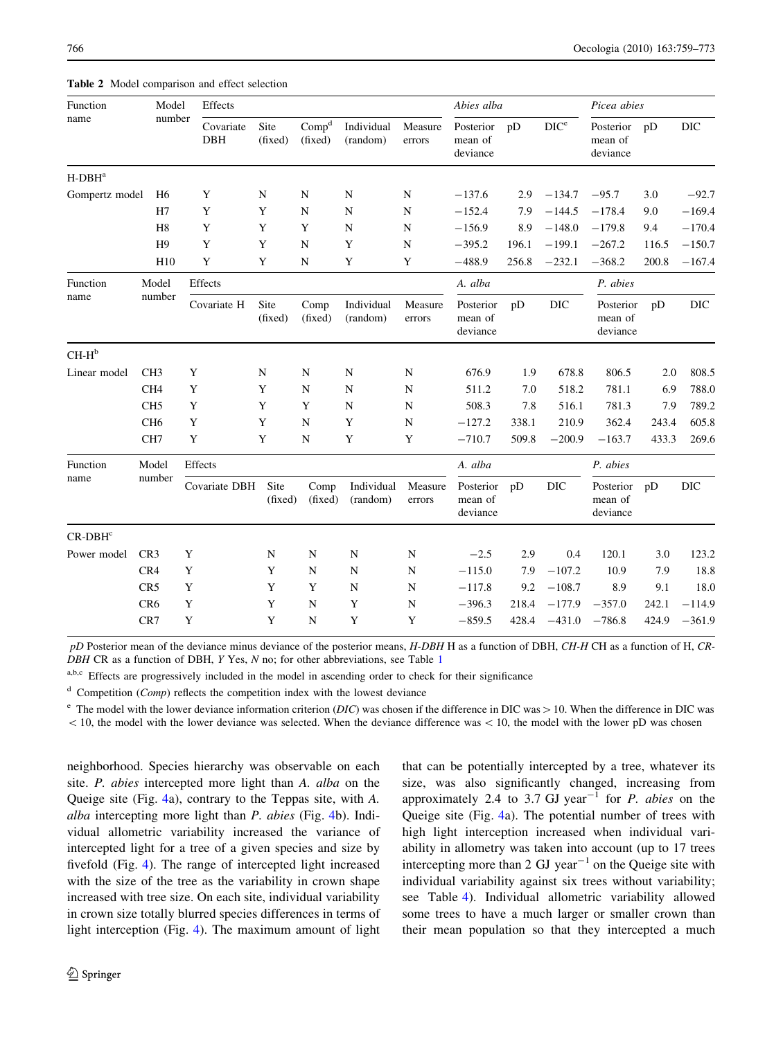**Table 2** Model comparison and effect selection

| Function name | Model number | Effects | | | | | *Abies alba* | | | *Picea abies* | | |
|---|---|---|---|---|---|---|---|---|---|---|---|---|
| | | Covariate DBH | Site (fixed) | Comp[d] (fixed) | Individual (random) | Measure errors | Posterior mean of deviance | pD | DIC[e] | Posterior mean of deviance | pD | DIC |
| H-DBH[a] | | | | | | | | | | | | |
| Gompertz model | H6 | Y | N | N | N | N | −137.6 | 2.9 | −134.7 | −95.7 | 3.0 | −92.7 |
| | H7 | Y | Y | N | N | N | −152.4 | 7.9 | −144.5 | −178.4 | 9.0 | −169.4 |
| | H8 | Y | Y | Y | N | N | −156.9 | 8.9 | −148.0 | −179.8 | 9.4 | −170.4 |
| | H9 | Y | Y | N | Y | N | −395.2 | 196.1 | −199.1 | −267.2 | 116.5 | −150.7 |
| | H10 | Y | Y | N | Y | Y | −488.9 | 256.8 | −232.1 | −368.2 | 200.8 | −167.4 |
| Function name | Model number | Covariate H | Site (fixed) | Comp (fixed) | Individual (random) | Measure errors | *A. alba* Posterior mean of deviance | pD | DIC | *P. abies* Posterior mean of deviance | pD | DIC |
| CH-H[b] | | | | | | | | | | | | |
| Linear model | CH3 | Y | N | N | N | N | 676.9 | 1.9 | 678.8 | 806.5 | 2.0 | 808.5 |
| | CH4 | Y | Y | N | N | N | 511.2 | 7.0 | 518.2 | 781.1 | 6.9 | 788.0 |
| | CH5 | Y | Y | Y | N | N | 508.3 | 7.8 | 516.1 | 781.3 | 7.9 | 789.2 |
| | CH6 | Y | Y | N | Y | N | −127.2 | 338.1 | 210.9 | 362.4 | 243.4 | 605.8 |
| | CH7 | Y | Y | N | Y | Y | −710.7 | 509.8 | −200.9 | −163.7 | 433.3 | 269.6 |
| Function name | Model number | Covariate DBH | Site (fixed) | Comp (fixed) | Individual (random) | Measure errors | *A. alba* Posterior mean of deviance | pD | DIC | *P. abies* Posterior mean of deviance | pD | DIC |
| CR-DBH[c] | | | | | | | | | | | | |
| Power model | CR3 | Y | N | N | N | N | −2.5 | 2.9 | 0.4 | 120.1 | 3.0 | 123.2 |
| | CR4 | Y | Y | N | N | N | −115.0 | 7.9 | −107.2 | 10.9 | 7.9 | 18.8 |
| | CR5 | Y | Y | Y | N | N | −117.8 | 9.2 | −108.7 | 8.9 | 9.1 | 18.0 |
| | CR6 | Y | Y | N | Y | N | −396.3 | 218.4 | −177.9 | −357.0 | 242.1 | −114.9 |
| | CR7 | Y | Y | N | Y | Y | −859.5 | 428.4 | −431.0 | −786.8 | 424.9 | −361.9 |

*pD* Posterior mean of the deviance minus deviance of the posterior means, *H-DBH* H as a function of DBH, *CH-H* CH as a function of H, *CR-DBH* CR as a function of DBH, *Y* Yes, *N* no; for other abbreviations, see Table 1

[a,b,c] Effects are progressively included in the model in ascending order to check for their significance

[d] Competition (*Comp*) reflects the competition index with the lowest deviance

[e] The model with the lower deviance information criterion (*DIC*) was chosen if the difference in DIC was > 10. When the difference in DIC was < 10, the model with the lower deviance was selected. When the deviance difference was < 10, the model with the lower pD was chosen

neighborhood. Species hierarchy was observable on each site. *P. abies* intercepted more light than *A. alba* on the Queige site (Fig. 4a), contrary to the Teppas site, with *A. alba* intercepting more light than *P. abies* (Fig. 4b). Individual allometric variability increased the variance of intercepted light for a tree of a given species and size by fivefold (Fig. 4). The range of intercepted light increased with the size of the tree as the variability in crown shape increased with tree size. On each site, individual variability in crown size totally blurred species differences in terms of light interception (Fig. 4). The maximum amount of light that can be potentially intercepted by a tree, whatever its size, was also significantly changed, increasing from approximately 2.4 to 3.7 GJ year$^{-1}$ for *P. abies* on the Queige site (Fig. 4a). The potential number of trees with high light interception increased when individual variability in allometry was taken into account (up to 17 trees intercepting more than 2 GJ year$^{-1}$ on the Queige site with individual variability against six trees without variability; see Table 4). Individual allometric variability allowed some trees to have a much larger or smaller crown than their mean population so that they intercepted a much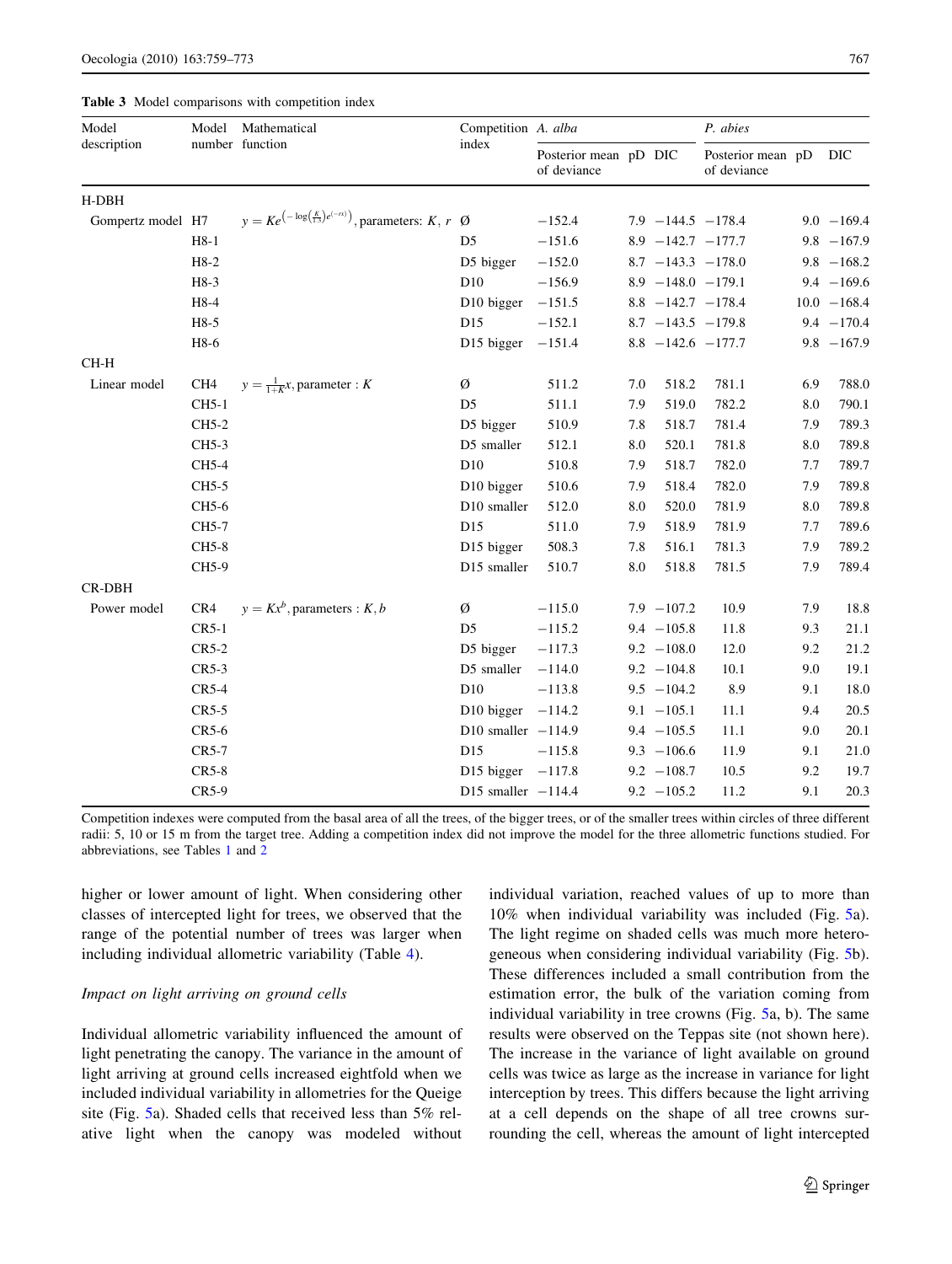**Table 3** Model comparisons with competition index

| Model description | Model number | Mathematical function | Competition index | *A. alba* | | | *P. abies* | | |
|---|---|---|---|---|---|---|---|---|---|
| | | | | Posterior mean of deviance | pD | DIC | Posterior mean of deviance | pD | DIC |
| H-DBH | | | | | | | | | |
| Gompertz model | H7 | $y = Ke^{\left(-\log\left(\frac{K}{1.3}\right)e^{(-rx)}\right)}$, parameters: $K$, $r$ | Ø | −152.4 | 7.9 | −144.5 | −178.4 | 9.0 | −169.4 |
| | H8-1 | | D5 | −151.6 | 8.9 | −142.7 | −177.7 | 9.8 | −167.9 |
| | H8-2 | | D5 bigger | −152.0 | 8.7 | −143.3 | −178.0 | 9.8 | −168.2 |
| | H8-3 | | D10 | −156.9 | 8.9 | −148.0 | −179.1 | 9.4 | −169.6 |
| | H8-4 | | D10 bigger | −151.5 | 8.8 | −142.7 | −178.4 | 10.0 | −168.4 |
| | H8-5 | | D15 | −152.1 | 8.7 | −143.5 | −179.8 | 9.4 | −170.4 |
| | H8-6 | | D15 bigger | −151.4 | 8.8 | −142.6 | −177.7 | 9.8 | −167.9 |
| CH-H | | | | | | | | | |
| Linear model | CH4 | $y = \frac{1}{1+K}x$, parameter : $K$ | Ø | 511.2 | 7.0 | 518.2 | 781.1 | 6.9 | 788.0 |
| | CH5-1 | | D5 | 511.1 | 7.9 | 519.0 | 782.2 | 8.0 | 790.1 |
| | CH5-2 | | D5 bigger | 510.9 | 7.8 | 518.7 | 781.4 | 7.9 | 789.3 |
| | CH5-3 | | D5 smaller | 512.1 | 8.0 | 520.1 | 781.8 | 8.0 | 789.8 |
| | CH5-4 | | D10 | 510.8 | 7.9 | 518.7 | 782.0 | 7.7 | 789.7 |
| | CH5-5 | | D10 bigger | 510.6 | 7.9 | 518.4 | 782.0 | 7.9 | 789.8 |
| | CH5-6 | | D10 smaller | 512.0 | 8.0 | 520.0 | 781.9 | 8.0 | 789.8 |
| | CH5-7 | | D15 | 511.0 | 7.9 | 518.9 | 781.9 | 7.7 | 789.6 |
| | CH5-8 | | D15 bigger | 508.3 | 7.8 | 516.1 | 781.3 | 7.9 | 789.2 |
| | CH5-9 | | D15 smaller | 510.7 | 8.0 | 518.8 | 781.5 | 7.9 | 789.4 |
| CR-DBH | | | | | | | | | |
| Power model | CR4 | $y = Kx^b$, parameters : $K, b$ | Ø | −115.0 | 7.9 | −107.2 | 10.9 | 7.9 | 18.8 |
| | CR5-1 | | D5 | −115.2 | 9.4 | −105.8 | 11.8 | 9.3 | 21.1 |
| | CR5-2 | | D5 bigger | −117.3 | 9.2 | −108.0 | 12.0 | 9.2 | 21.2 |
| | CR5-3 | | D5 smaller | −114.0 | 9.2 | −104.8 | 10.1 | 9.0 | 19.1 |
| | CR5-4 | | D10 | −113.8 | 9.5 | −104.2 | 8.9 | 9.1 | 18.0 |
| | CR5-5 | | D10 bigger | −114.2 | 9.1 | −105.1 | 11.1 | 9.4 | 20.5 |
| | CR5-6 | | D10 smaller | −114.9 | 9.4 | −105.5 | 11.1 | 9.0 | 20.1 |
| | CR5-7 | | D15 | −115.8 | 9.3 | −106.6 | 11.9 | 9.1 | 21.0 |
| | CR5-8 | | D15 bigger | −117.8 | 9.2 | −108.7 | 10.5 | 9.2 | 19.7 |
| | CR5-9 | | D15 smaller | −114.4 | 9.2 | −105.2 | 11.2 | 9.1 | 20.3 |

Competition indexes were computed from the basal area of all the trees, of the bigger trees, or of the smaller trees within circles of three different radii: 5, 10 or 15 m from the target tree. Adding a competition index did not improve the model for the three allometric functions studied. For abbreviations, see Tables 1 and 2

higher or lower amount of light. When considering other classes of intercepted light for trees, we observed that the range of the potential number of trees was larger when including individual allometric variability (Table 4).

### Impact on light arriving on ground cells

Individual allometric variability influenced the amount of light penetrating the canopy. The variance in the amount of light arriving at ground cells increased eightfold when we included individual variability in allometries for the Queige site (Fig. 5a). Shaded cells that received less than 5% relative light when the canopy was modeled without individual variation, reached values of up to more than 10% when individual variability was included (Fig. 5a). The light regime on shaded cells was much more heterogeneous when considering individual variability (Fig. 5b). These differences included a small contribution from the estimation error, the bulk of the variation coming from individual variability in tree crowns (Fig. 5a, b). The same results were observed on the Teppas site (not shown here). The increase in the variance of light available on ground cells was twice as large as the increase in variance for light interception by trees. This differs because the light arriving at a cell depends on the shape of all tree crowns surrounding the cell, whereas the amount of light intercepted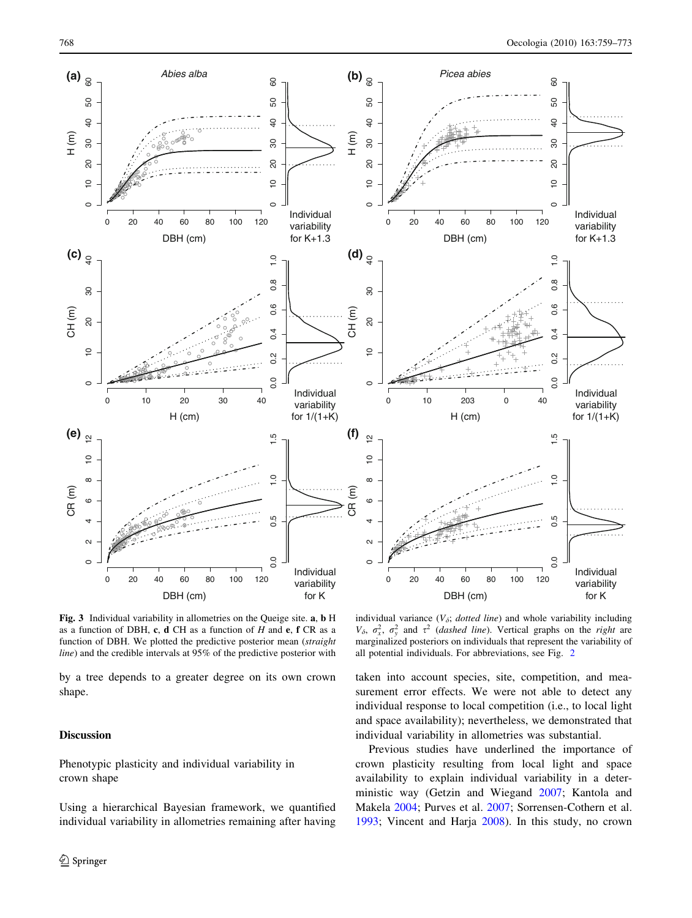**Fig. 3** Individual variability in allometries on the Queige site. **a**, **b** H as a function of DBH, **c**, **d** CH as a function of *H* and **e**, **f** CR as a function of DBH. We plotted the predictive posterior mean (*straight line*) and the credible intervals at 95% of the predictive posterior with individual variance ($V_\delta$; *dotted line*) and whole variability including $V_\delta$, $\sigma_x^2$, $\sigma_y^2$ and $\tau^2$ (*dashed line*). Vertical graphs on the *right* are marginalized posteriors on individuals that represent the variability of all potential individuals. For abbreviations, see Fig. 2

by a tree depends to a greater degree on its own crown shape.

## Discussion

### Phenotypic plasticity and individual variability in crown shape

Using a hierarchical Bayesian framework, we quantified individual variability in allometries remaining after having taken into account species, site, competition, and measurement error effects. We were not able to detect any individual response to local competition (i.e., to local light and space availability); nevertheless, we demonstrated that individual variability in allometries was substantial.

Previous studies have underlined the importance of crown plasticity resulting from local light and space availability to explain individual variability in a deterministic way (Getzin and Wiegand 2007; Kantola and Makela 2004; Purves et al. 2007; Sorrensen-Cothern et al. 1993; Vincent and Harja 2008). In this study, no crown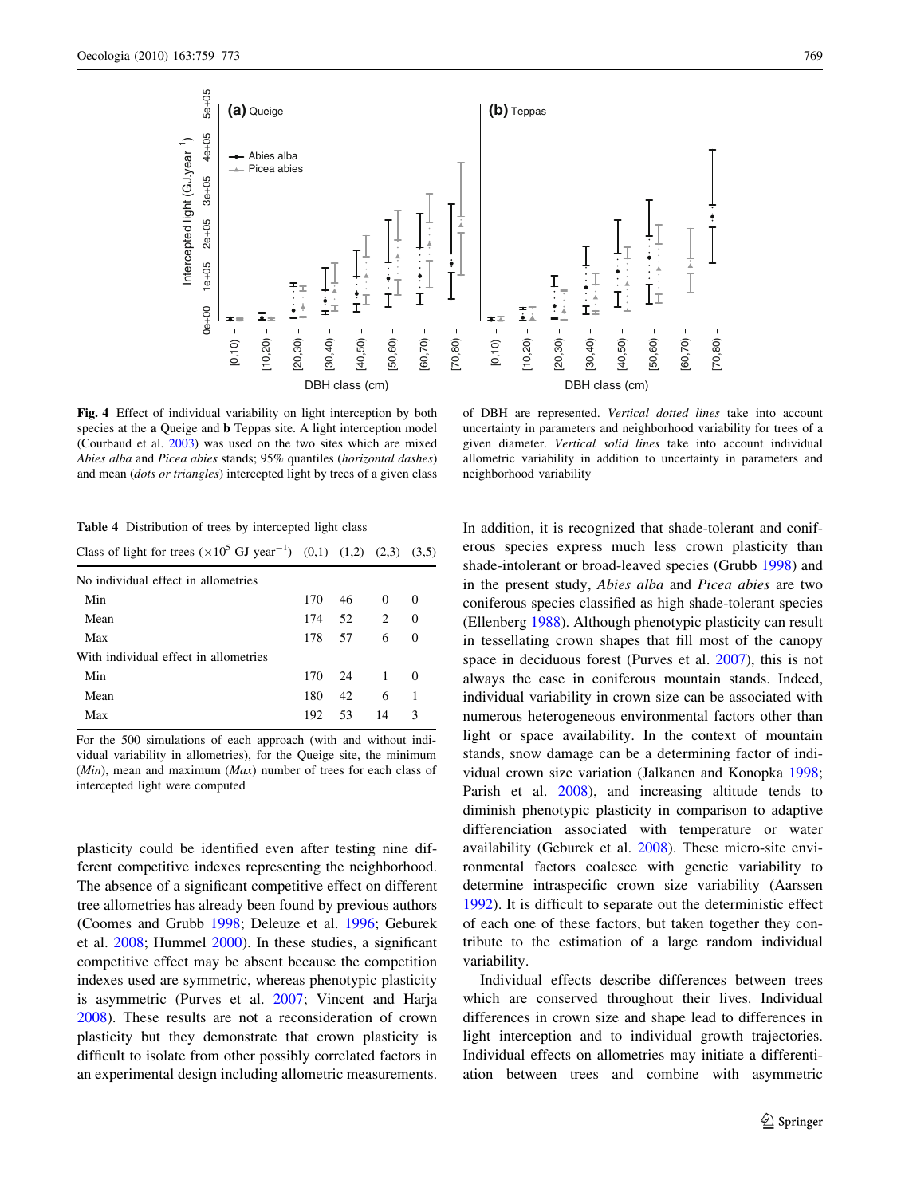**Fig. 4** Effect of individual variability on light interception by both species at the **a** Queige and **b** Teppas site. A light interception model (Courbaud et al. 2003) was used on the two sites which are mixed *Abies alba* and *Picea abies* stands; 95% quantiles (*horizontal dashes*) and mean (*dots or triangles*) intercepted light by trees of a given class of DBH are represented. *Vertical dotted lines* take into account uncertainty in parameters and neighborhood variability for trees of a given diameter. *Vertical solid lines* take into account individual allometric variability in addition to uncertainty in parameters and neighborhood variability

**Table 4** Distribution of trees by intercepted light class

| Class of light for trees ($\times 10^5$ GJ year$^{-1}$) | (0,1) | (1,2) | (2,3) | (3,5) |
|---|---|---|---|---|
| No individual effect in allometries | | | | |
| Min | 170 | 46 | 0 | 0 |
| Mean | 174 | 52 | 2 | 0 |
| Max | 178 | 57 | 6 | 0 |
| With individual effect in allometries | | | | |
| Min | 170 | 24 | 1 | 0 |
| Mean | 180 | 42 | 6 | 1 |
| Max | 192 | 53 | 14 | 3 |

For the 500 simulations of each approach (with and without individual variability in allometries), for the Queige site, the minimum (*Min*), mean and maximum (*Max*) number of trees for each class of intercepted light were computed

plasticity could be identified even after testing nine different competitive indexes representing the neighborhood. The absence of a significant competitive effect on different tree allometries has already been found by previous authors (Coomes and Grubb 1998; Deleuze et al. 1996; Geburek et al. 2008; Hummel 2000). In these studies, a significant competitive effect may be absent because the competition indexes used are symmetric, whereas phenotypic plasticity is asymmetric (Purves et al. 2007; Vincent and Harja 2008). These results are not a reconsideration of crown plasticity but they demonstrate that crown plasticity is difficult to isolate from other possibly correlated factors in an experimental design including allometric measurements.

In addition, it is recognized that shade-tolerant and coniferous species express much less crown plasticity than shade-intolerant or broad-leaved species (Grubb 1998) and in the present study, *Abies alba* and *Picea abies* are two coniferous species classified as high shade-tolerant species (Ellenberg 1988). Although phenotypic plasticity can result in tessellating crown shapes that fill most of the canopy space in deciduous forest (Purves et al. 2007), this is not always the case in coniferous mountain stands. Indeed, individual variability in crown size can be associated with numerous heterogeneous environmental factors other than light or space availability. In the context of mountain stands, snow damage can be a determining factor of individual crown size variation (Jalkanen and Konopka 1998; Parish et al. 2008), and increasing altitude tends to diminish phenotypic plasticity in comparison to adaptive differenciation associated with temperature or water availability (Geburek et al. 2008). These micro-site environmental factors coalesce with genetic variability to determine intraspecific crown size variability (Aarssen 1992). It is difficult to separate out the deterministic effect of each one of these factors, but taken together they contribute to the estimation of a large random individual variability.

Individual effects describe differences between trees which are conserved throughout their lives. Individual differences in crown size and shape lead to differences in light interception and to individual growth trajectories. Individual effects on allometries may initiate a differentiation between trees and combine with asymmetric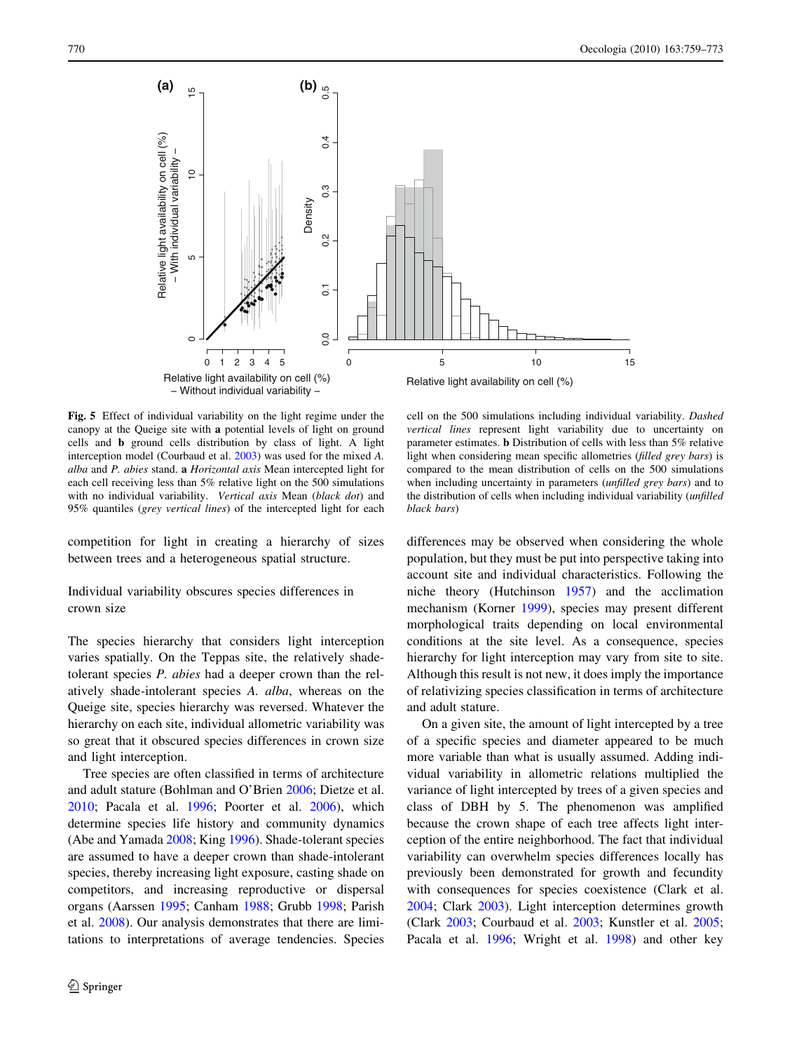**Fig. 5** Effect of individual variability on the light regime under the canopy at the Queige site with **a** potential levels of light on ground cells and **b** ground cells distribution by class of light. A light interception model (Courbaud et al. 2003) was used for the mixed *A. alba* and *P. abies* stand. **a** *Horizontal axis* Mean intercepted light for each cell receiving less than 5% relative light on the 500 simulations with no individual variability. *Vertical axis* Mean (*black dot*) and 95% quantiles (*grey vertical lines*) of the intercepted light for each cell on the 500 simulations including individual variability. *Dashed vertical lines* represent light variability due to uncertainty on parameter estimates. **b** Distribution of cells with less than 5% relative light when considering mean specific allometries (*filled grey bars*) is compared to the mean distribution of cells on the 500 simulations when including uncertainty in parameters (*unfilled grey bars*) and to the distribution of cells when including individual variability (*unfilled black bars*)

competition for light in creating a hierarchy of sizes between trees and a heterogeneous spatial structure.

## Individual variability obscures species differences in crown size

The species hierarchy that considers light interception varies spatially. On the Teppas site, the relatively shade-tolerant species *P. abies* had a deeper crown than the relatively shade-intolerant species *A. alba*, whereas on the Queige site, species hierarchy was reversed. Whatever the hierarchy on each site, individual allometric variability was so great that it obscured species differences in crown size and light interception.

Tree species are often classified in terms of architecture and adult stature (Bohlman and O'Brien 2006; Dietze et al. 2010; Pacala et al. 1996; Poorter et al. 2006), which determine species life history and community dynamics (Abe and Yamada 2008; King 1996). Shade-tolerant species are assumed to have a deeper crown than shade-intolerant species, thereby increasing light exposure, casting shade on competitors, and increasing reproductive or dispersal organs (Aarssen 1995; Canham 1988; Grubb 1998; Parish et al. 2008). Our analysis demonstrates that there are limitations to interpretations of average tendencies. Species differences may be observed when considering the whole population, but they must be put into perspective taking into account site and individual characteristics. Following the niche theory (Hutchinson 1957) and the acclimation mechanism (Korner 1999), species may present different morphological traits depending on local environmental conditions at the site level. As a consequence, species hierarchy for light interception may vary from site to site. Although this result is not new, it does imply the importance of relativizing species classification in terms of architecture and adult stature.

On a given site, the amount of light intercepted by a tree of a specific species and diameter appeared to be much more variable than what is usually assumed. Adding individual variability in allometric relations multiplied the variance of light intercepted by trees of a given species and class of DBH by 5. The phenomenon was amplified because the crown shape of each tree affects light interception of the entire neighborhood. The fact that individual variability can overwhelm species differences locally has previously been demonstrated for growth and fecundity with consequences for species coexistence (Clark et al. 2004; Clark 2003). Light interception determines growth (Clark 2003; Courbaud et al. 2003; Kunstler et al. 2005; Pacala et al. 1996; Wright et al. 1998) and other key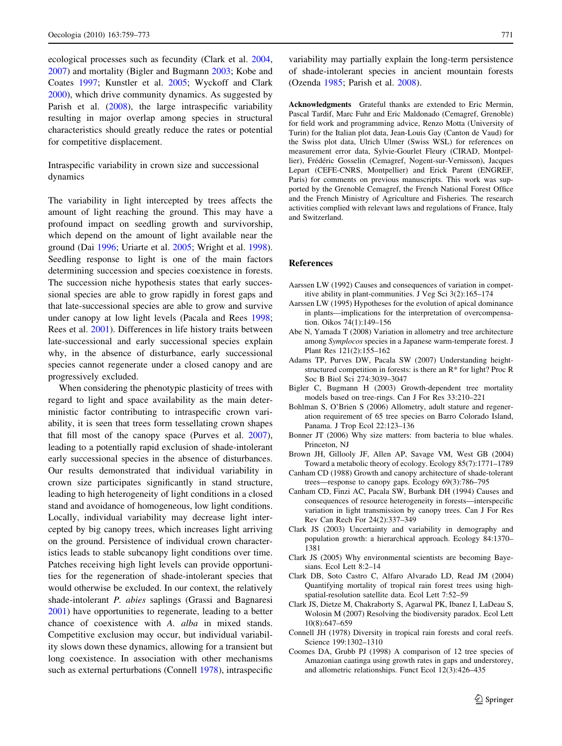ecological processes such as fecundity (Clark et al. 2004, 2007) and mortality (Bigler and Bugmann 2003; Kobe and Coates 1997; Kunstler et al. 2005; Wyckoff and Clark 2000), which drive community dynamics. As suggested by Parish et al. (2008), the large intraspecific variability resulting in major overlap among species in structural characteristics should greatly reduce the rates or potential for competitive displacement.

### Intraspecific variability in crown size and successional dynamics

The variability in light intercepted by trees affects the amount of light reaching the ground. This may have a profound impact on seedling growth and survivorship, which depend on the amount of light available near the ground (Dai 1996; Uriarte et al. 2005; Wright et al. 1998). Seedling response to light is one of the main factors determining succession and species coexistence in forests. The succession niche hypothesis states that early successional species are able to grow rapidly in forest gaps and that late-successional species are able to grow and survive under canopy at low light levels (Pacala and Rees 1998; Rees et al. 2001). Differences in life history traits between late-successional and early successional species explain why, in the absence of disturbance, early successional species cannot regenerate under a closed canopy and are progressively excluded.

When considering the phenotypic plasticity of trees with regard to light and space availability as the main deterministic factor contributing to intraspecific crown variability, it is seen that trees form tessellating crown shapes that fill most of the canopy space (Purves et al. 2007), leading to a potentially rapid exclusion of shade-intolerant early successional species in the absence of disturbances. Our results demonstrated that individual variability in crown size participates significantly in stand structure, leading to high heterogeneity of light conditions in a closed stand and avoidance of homogeneous, low light conditions. Locally, individual variability may decrease light intercepted by big canopy trees, which increases light arriving on the ground. Persistence of individual crown characteristics leads to stable subcanopy light conditions over time. Patches receiving high light levels can provide opportunities for the regeneration of shade-intolerant species that would otherwise be excluded. In our context, the relatively shade-intolerant *P. abies* saplings (Grassi and Bagnaresi 2001) have opportunities to regenerate, leading to a better chance of coexistence with *A. alba* in mixed stands. Competitive exclusion may occur, but individual variability slows down these dynamics, allowing for a transient but long coexistence. In association with other mechanisms such as external perturbations (Connell 1978), intraspecific variability may partially explain the long-term persistence of shade-intolerant species in ancient mountain forests (Ozenda 1985; Parish et al. 2008).

**Acknowledgments** Grateful thanks are extended to Eric Mermin, Pascal Tardif, Marc Fuhr and Eric Maldonado (Cemagref, Grenoble) for field work and programming advice, Renzo Motta (University of Turin) for the Italian plot data, Jean-Louis Gay (Canton de Vaud) for the Swiss plot data, Ulrich Ulmer (Swiss WSL) for references on measurement error data, Sylvie-Gourlet Fleury (CIRAD, Montpellier), Frédéric Gosselin (Cemagref, Nogent-sur-Vernisson), Jacques Lepart (CEFE-CNRS, Montpellier) and Erick Parent (ENGREF, Paris) for comments on previous manuscripts. This work was supported by the Grenoble Cemagref, the French National Forest Office and the French Ministry of Agriculture and Fisheries. The research activities complied with relevant laws and regulations of France, Italy and Switzerland.

## References

Aarssen LW (1992) Causes and consequences of variation in competitive ability in plant-communities. J Veg Sci 3(2):165–174

Aarssen LW (1995) Hypotheses for the evolution of apical dominance in plants—implications for the interpretation of overcompensation. Oikos 74(1):149–156

Abe N, Yamada T (2008) Variation in allometry and tree architecture among *Symplocos* species in a Japanese warm-temperate forest. J Plant Res 121(2):155–162

Adams TP, Purves DW, Pacala SW (2007) Understanding height-structured competition in forests: is there an R* for light? Proc R Soc B Biol Sci 274:3039–3047

Bigler C, Bugmann H (2003) Growth-dependent tree mortality models based on tree-rings. Can J For Res 33:210–221

Bohlman S, O'Brien S (2006) Allometry, adult stature and regeneration requirement of 65 tree species on Barro Colorado Island, Panama. J Trop Ecol 22:123–136

Bonner JT (2006) Why size matters: from bacteria to blue whales. Princeton, NJ

Brown JH, Gillooly JF, Allen AP, Savage VM, West GB (2004) Toward a metabolic theory of ecology. Ecology 85(7):1771–1789

Canham CD (1988) Growth and canopy architecture of shade-tolerant trees—response to canopy gaps. Ecology 69(3):786–795

Canham CD, Finzi AC, Pacala SW, Burbank DH (1994) Causes and consequences of resource heterogeneity in forests—interspecific variation in light transmission by canopy trees. Can J For Res Rev Can Rech For 24(2):337–349

Clark JS (2003) Uncertainty and variability in demography and population growth: a hierarchical approach. Ecology 84:1370–1381

Clark JS (2005) Why environmental scientists are becoming Bayesians. Ecol Lett 8:2–14

Clark DB, Soto Castro C, Alfaro Alvarado LD, Read JM (2004) Quantifying mortality of tropical rain forest trees using high-spatial-resolution satellite data. Ecol Lett 7:52–59

Clark JS, Dietze M, Chakraborty S, Agarwal PK, Ibanez I, LaDeau S, Wolosin M (2007) Resolving the biodiversity paradox. Ecol Lett 10(8):647–659

Connell JH (1978) Diversity in tropical rain forests and coral reefs. Science 199:1302–1310

Coomes DA, Grubb PJ (1998) A comparison of 12 tree species of Amazonian caatinga using growth rates in gaps and understorey, and allometric relationships. Funct Ecol 12(3):426–435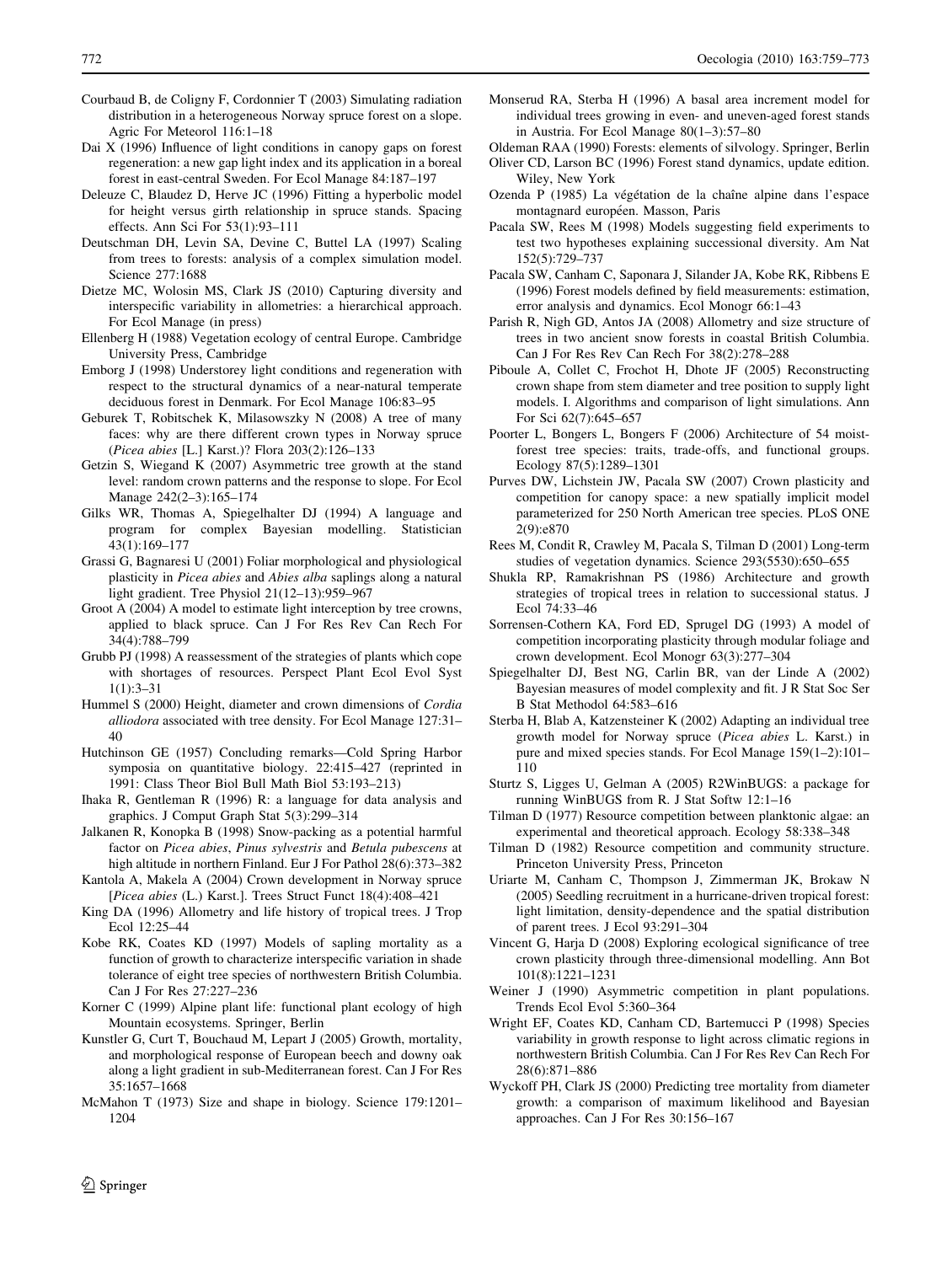Courbaud B, de Coligny F, Cordonnier T (2003) Simulating radiation distribution in a heterogeneous Norway spruce forest on a slope. Agric For Meteorol 116:1–18

Dai X (1996) Influence of light conditions in canopy gaps on forest regeneration: a new gap light index and its application in a boreal forest in east-central Sweden. For Ecol Manage 84:187–197

Deleuze C, Blaudez D, Herve JC (1996) Fitting a hyperbolic model for height versus girth relationship in spruce stands. Spacing effects. Ann Sci For 53(1):93–111

Deutschman DH, Levin SA, Devine C, Buttel LA (1997) Scaling from trees to forests: analysis of a complex simulation model. Science 277:1688

Dietze MC, Wolosin MS, Clark JS (2010) Capturing diversity and interspecific variability in allometries: a hierarchical approach. For Ecol Manage (in press)

Ellenberg H (1988) Vegetation ecology of central Europe. Cambridge University Press, Cambridge

Emborg J (1998) Understorey light conditions and regeneration with respect to the structural dynamics of a near-natural temperate deciduous forest in Denmark. For Ecol Manage 106:83–95

Geburek T, Robitschek K, Milasowszky N (2008) A tree of many faces: why are there different crown types in Norway spruce (*Picea abies* [L.] Karst.)? Flora 203(2):126–133

Getzin S, Wiegand K (2007) Asymmetric tree growth at the stand level: random crown patterns and the response to slope. For Ecol Manage 242(2–3):165–174

Gilks WR, Thomas A, Spiegelhalter DJ (1994) A language and program for complex Bayesian modelling. Statistician 43(1):169–177

Grassi G, Bagnaresi U (2001) Foliar morphological and physiological plasticity in *Picea abies* and *Abies alba* saplings along a natural light gradient. Tree Physiol 21(12–13):959–967

Groot A (2004) A model to estimate light interception by tree crowns, applied to black spruce. Can J For Res Rev Can Rech For 34(4):788–799

Grubb PJ (1998) A reassessment of the strategies of plants which cope with shortages of resources. Perspect Plant Ecol Evol Syst 1(1):3–31

Hummel S (2000) Height, diameter and crown dimensions of *Cordia alliodora* associated with tree density. For Ecol Manage 127:31–40

Hutchinson GE (1957) Concluding remarks—Cold Spring Harbor symposia on quantitative biology. 22:415–427 (reprinted in 1991: Class Theor Biol Bull Math Biol 53:193–213)

Ihaka R, Gentleman R (1996) R: a language for data analysis and graphics. J Comput Graph Stat 5(3):299–314

Jalkanen R, Konopka B (1998) Snow-packing as a potential harmful factor on *Picea abies*, *Pinus sylvestris* and *Betula pubescens* at high altitude in northern Finland. Eur J For Pathol 28(6):373–382

Kantola A, Makela A (2004) Crown development in Norway spruce [*Picea abies* (L.) Karst.]. Trees Struct Funct 18(4):408–421

King DA (1996) Allometry and life history of tropical trees. J Trop Ecol 12:25–44

Kobe RK, Coates KD (1997) Models of sapling mortality as a function of growth to characterize interspecific variation in shade tolerance of eight tree species of northwestern British Columbia. Can J For Res 27:227–236

Korner C (1999) Alpine plant life: functional plant ecology of high Mountain ecosystems. Springer, Berlin

Kunstler G, Curt T, Bouchaud M, Lepart J (2005) Growth, mortality, and morphological response of European beech and downy oak along a light gradient in sub-Mediterranean forest. Can J For Res 35:1657–1668

McMahon T (1973) Size and shape in biology. Science 179:1201–1204

Monserud RA, Sterba H (1996) A basal area increment model for individual trees growing in even- and uneven-aged forest stands in Austria. For Ecol Manage 80(1–3):57–80

Oldeman RAA (1990) Forests: elements of silvology. Springer, Berlin

Oliver CD, Larson BC (1996) Forest stand dynamics, update edition. Wiley, New York

Ozenda P (1985) La végétation de la chaîne alpine dans l'espace montagnard européen. Masson, Paris

Pacala SW, Rees M (1998) Models suggesting field experiments to test two hypotheses explaining successional diversity. Am Nat 152(5):729–737

Pacala SW, Canham C, Saponara J, Silander JA, Kobe RK, Ribbens E (1996) Forest models defined by field measurements: estimation, error analysis and dynamics. Ecol Monogr 66:1–43

Parish R, Nigh GD, Antos JA (2008) Allometry and size structure of trees in two ancient snow forests in coastal British Columbia. Can J For Res Rev Can Rech For 38(2):278–288

Piboule A, Collet C, Frochot H, Dhote JF (2005) Reconstructing crown shape from stem diameter and tree position to supply light models. I. Algorithms and comparison of light simulations. Ann For Sci 62(7):645–657

Poorter L, Bongers L, Bongers F (2006) Architecture of 54 moist-forest tree species: traits, trade-offs, and functional groups. Ecology 87(5):1289–1301

Purves DW, Lichstein JW, Pacala SW (2007) Crown plasticity and competition for canopy space: a new spatially implicit model parameterized for 250 North American tree species. PLoS ONE 2(9):e870

Rees M, Condit R, Crawley M, Pacala S, Tilman D (2001) Long-term studies of vegetation dynamics. Science 293(5530):650–655

Shukla RP, Ramakrishnan PS (1986) Architecture and growth strategies of tropical trees in relation to successional status. J Ecol 74:33–46

Sorrensen-Cothern KA, Ford ED, Sprugel DG (1993) A model of competition incorporating plasticity through modular foliage and crown development. Ecol Monogr 63(3):277–304

Spiegelhalter DJ, Best NG, Carlin BR, van der Linde A (2002) Bayesian measures of model complexity and fit. J R Stat Soc Ser B Stat Methodol 64:583–616

Sterba H, Blab A, Katzensteiner K (2002) Adapting an individual tree growth model for Norway spruce (*Picea abies* L. Karst.) in pure and mixed species stands. For Ecol Manage 159(1–2):101–110

Sturtz S, Ligges U, Gelman A (2005) R2WinBUGS: a package for running WinBUGS from R. J Stat Softw 12:1–16

Tilman D (1977) Resource competition between planktonic algae: an experimental and theoretical approach. Ecology 58:338–348

Tilman D (1982) Resource competition and community structure. Princeton University Press, Princeton

Uriarte M, Canham C, Thompson J, Zimmerman JK, Brokaw N (2005) Seedling recruitment in a hurricane-driven tropical forest: light limitation, density-dependence and the spatial distribution of parent trees. J Ecol 93:291–304

Vincent G, Harja D (2008) Exploring ecological significance of tree crown plasticity through three-dimensional modelling. Ann Bot 101(8):1221–1231

Weiner J (1990) Asymmetric competition in plant populations. Trends Ecol Evol 5:360–364

Wright EF, Coates KD, Canham CD, Bartemucci P (1998) Species variability in growth response to light across climatic regions in northwestern British Columbia. Can J For Res Rev Can Rech For 28(6):871–886

Wyckoff PH, Clark JS (2000) Predicting tree mortality from diameter growth: a comparison of maximum likelihood and Bayesian approaches. Can J For Res 30:156–167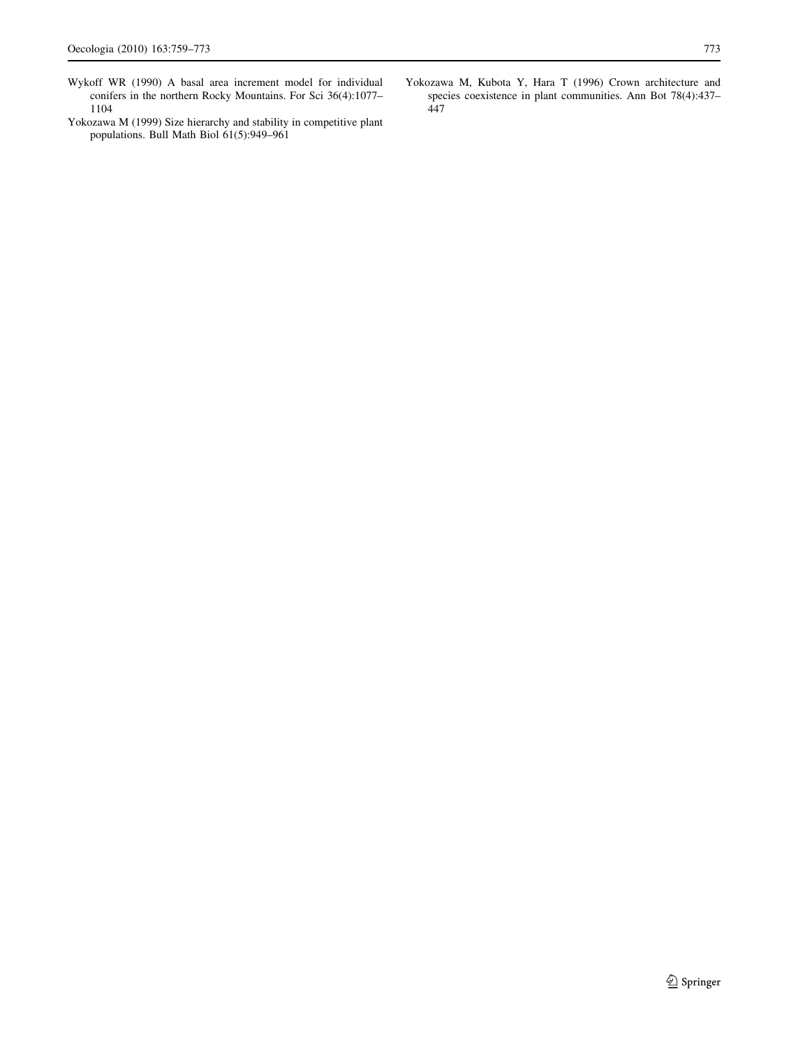Wykoff WR (1990) A basal area increment model for individual conifers in the northern Rocky Mountains. For Sci 36(4):1077–1104

Yokozawa M (1999) Size hierarchy and stability in competitive plant populations. Bull Math Biol 61(5):949–961

Yokozawa M, Kubota Y, Hara T (1996) Crown architecture and species coexistence in plant communities. Ann Bot 78(4):437–447